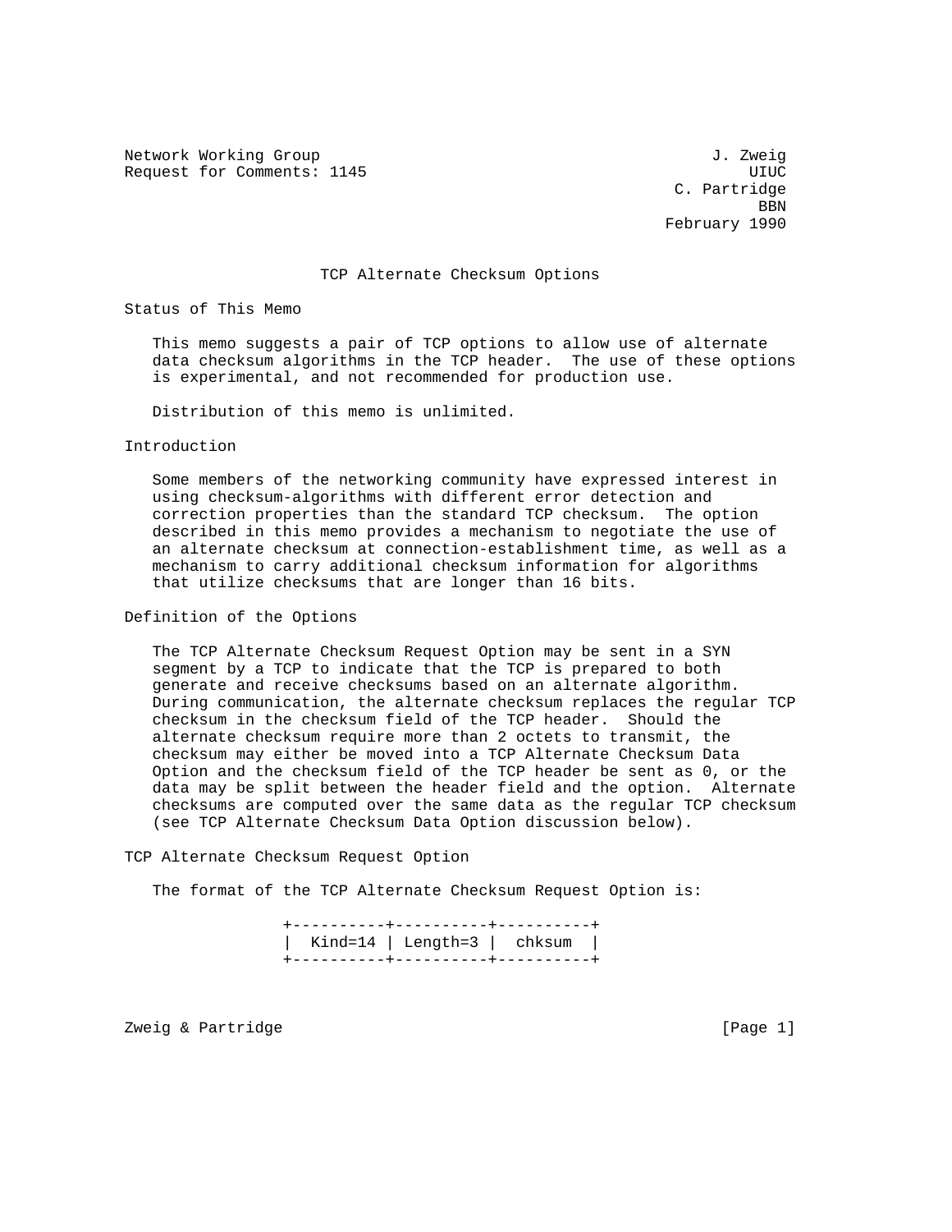Network Working Group J. Zweig
Request for Comments: 1145 UIUC
C. Partridge
BBN
February 1990

# TCP Alternate Checksum Options

## Status of This Memo

This memo suggests a pair of TCP options to allow use of alternate data checksum algorithms in the TCP header. The use of these options is experimental, and not recommended for production use.

Distribution of this memo is unlimited.

## Introduction

Some members of the networking community have expressed interest in using checksum-algorithms with different error detection and correction properties than the standard TCP checksum. The option described in this memo provides a mechanism to negotiate the use of an alternate checksum at connection-establishment time, as well as a mechanism to carry additional checksum information for algorithms that utilize checksums that are longer than 16 bits.

## Definition of the Options

The TCP Alternate Checksum Request Option may be sent in a SYN segment by a TCP to indicate that the TCP is prepared to both generate and receive checksums based on an alternate algorithm. During communication, the alternate checksum replaces the regular TCP checksum in the checksum field of the TCP header. Should the alternate checksum require more than 2 octets to transmit, the checksum may either be moved into a TCP Alternate Checksum Data Option and the checksum field of the TCP header be sent as 0, or the data may be split between the header field and the option. Alternate checksums are computed over the same data as the regular TCP checksum (see TCP Alternate Checksum Data Option discussion below).

## TCP Alternate Checksum Request Option

The format of the TCP Alternate Checksum Request Option is:

```
+----------+----------+----------+
|  Kind=14 | Length=3 |  chksum  |
+----------+----------+----------+
```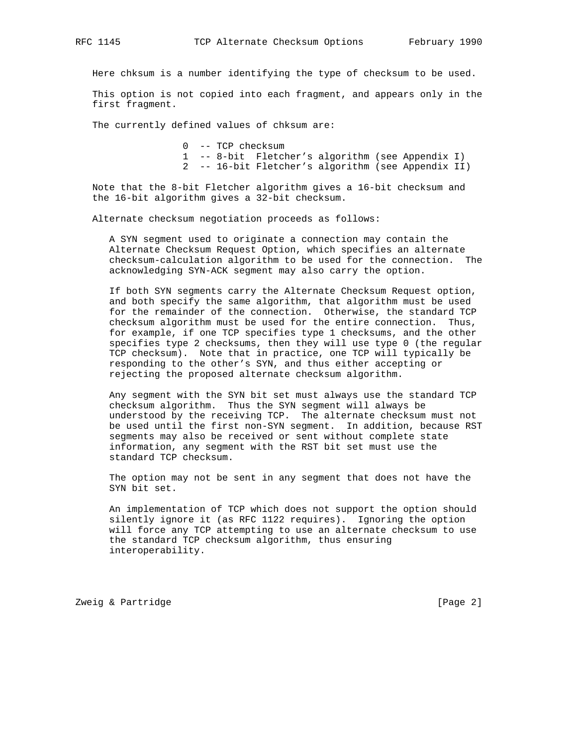Here chksum is a number identifying the type of checksum to be used.

This option is not copied into each fragment, and appears only in the first fragment.

The currently defined values of chksum are:

```
0  -- TCP checksum
1  -- 8-bit  Fletcher's algorithm (see Appendix I)
2  -- 16-bit Fletcher's algorithm (see Appendix II)
```

Note that the 8-bit Fletcher algorithm gives a 16-bit checksum and the 16-bit algorithm gives a 32-bit checksum.

Alternate checksum negotiation proceeds as follows:

A SYN segment used to originate a connection may contain the Alternate Checksum Request Option, which specifies an alternate checksum-calculation algorithm to be used for the connection. The acknowledging SYN-ACK segment may also carry the option.

If both SYN segments carry the Alternate Checksum Request option, and both specify the same algorithm, that algorithm must be used for the remainder of the connection. Otherwise, the standard TCP checksum algorithm must be used for the entire connection. Thus, for example, if one TCP specifies type 1 checksums, and the other specifies type 2 checksums, then they will use type 0 (the regular TCP checksum). Note that in practice, one TCP will typically be responding to the other's SYN, and thus either accepting or rejecting the proposed alternate checksum algorithm.

Any segment with the SYN bit set must always use the standard TCP checksum algorithm. Thus the SYN segment will always be understood by the receiving TCP. The alternate checksum must not be used until the first non-SYN segment. In addition, because RST segments may also be received or sent without complete state information, any segment with the RST bit set must use the standard TCP checksum.

The option may not be sent in any segment that does not have the SYN bit set.

An implementation of TCP which does not support the option should silently ignore it (as RFC 1122 requires). Ignoring the option will force any TCP attempting to use an alternate checksum to use the standard TCP checksum algorithm, thus ensuring interoperability.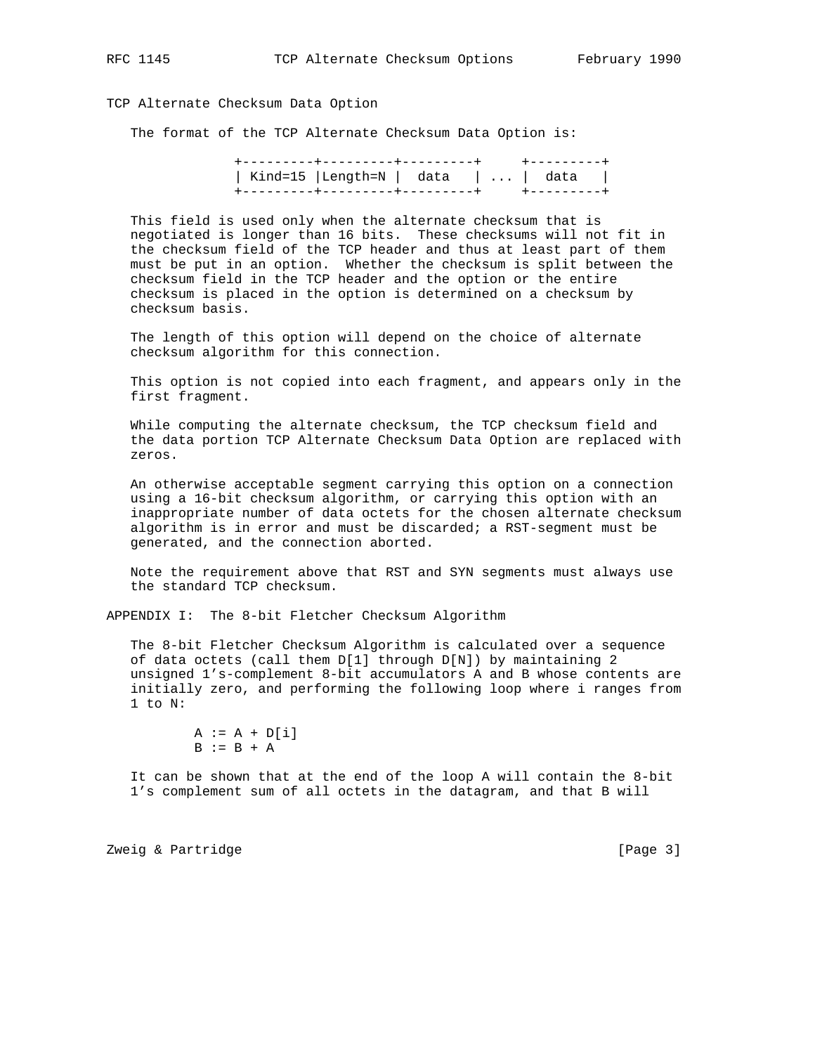## TCP Alternate Checksum Data Option

The format of the TCP Alternate Checksum Data Option is:

```
+---------+---------+---------+     +---------+
| Kind=15 |Length=N |  data   | ... |  data   |
+---------+---------+---------+     +---------+
```

This field is used only when the alternate checksum that is negotiated is longer than 16 bits. These checksums will not fit in the checksum field of the TCP header and thus at least part of them must be put in an option. Whether the checksum is split between the checksum field in the TCP header and the option or the entire checksum is placed in the option is determined on a checksum by checksum basis.

The length of this option will depend on the choice of alternate checksum algorithm for this connection.

This option is not copied into each fragment, and appears only in the first fragment.

While computing the alternate checksum, the TCP checksum field and the data portion TCP Alternate Checksum Data Option are replaced with zeros.

An otherwise acceptable segment carrying this option on a connection using a 16-bit checksum algorithm, or carrying this option with an inappropriate number of data octets for the chosen alternate checksum algorithm is in error and must be discarded; a RST-segment must be generated, and the connection aborted.

Note the requirement above that RST and SYN segments must always use the standard TCP checksum.

## APPENDIX I: The 8-bit Fletcher Checksum Algorithm

The 8-bit Fletcher Checksum Algorithm is calculated over a sequence of data octets (call them D[1] through D[N]) by maintaining 2 unsigned 1's-complement 8-bit accumulators A and B whose contents are initially zero, and performing the following loop where i ranges from 1 to N:

```
A := A + D[i]
B := B + A
```

It can be shown that at the end of the loop A will contain the 8-bit 1's complement sum of all octets in the datagram, and that B will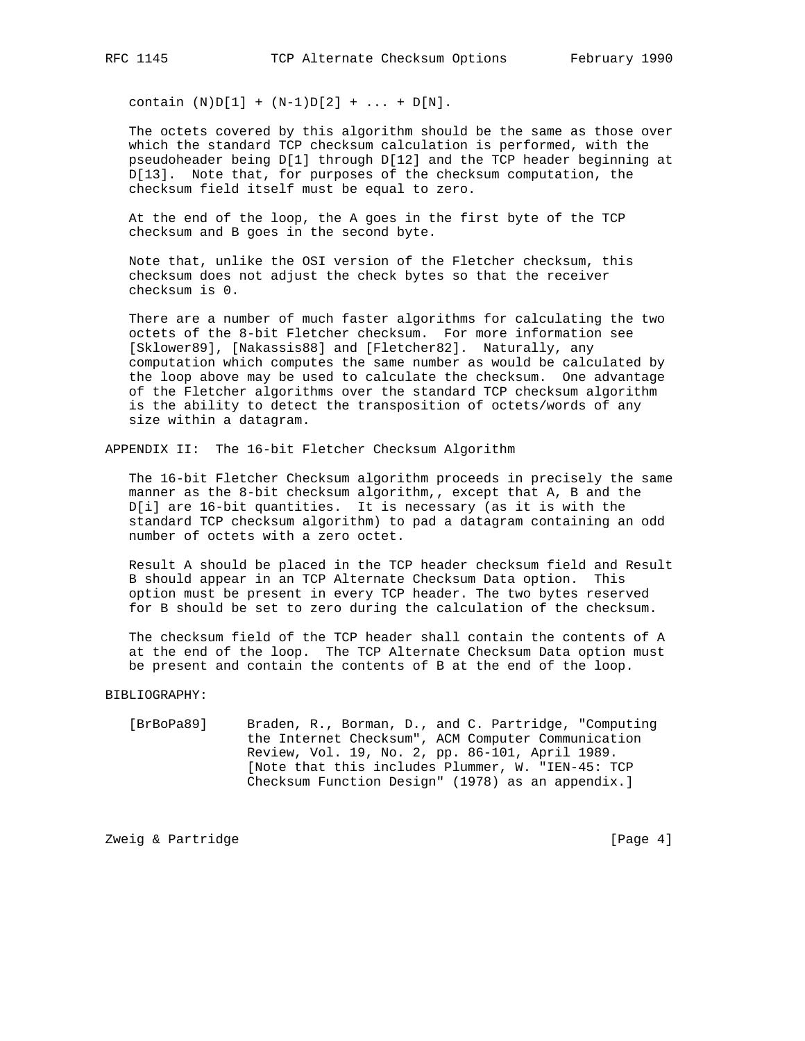contain (N)D[1] + (N-1)D[2] + ... + D[N].

The octets covered by this algorithm should be the same as those over which the standard TCP checksum calculation is performed, with the pseudoheader being D[1] through D[12] and the TCP header beginning at D[13]. Note that, for purposes of the checksum computation, the checksum field itself must be equal to zero.

At the end of the loop, the A goes in the first byte of the TCP checksum and B goes in the second byte.

Note that, unlike the OSI version of the Fletcher checksum, this checksum does not adjust the check bytes so that the receiver checksum is 0.

There are a number of much faster algorithms for calculating the two octets of the 8-bit Fletcher checksum. For more information see [Sklower89], [Nakassis88] and [Fletcher82]. Naturally, any computation which computes the same number as would be calculated by the loop above may be used to calculate the checksum. One advantage of the Fletcher algorithms over the standard TCP checksum algorithm is the ability to detect the transposition of octets/words of any size within a datagram.

## APPENDIX II: The 16-bit Fletcher Checksum Algorithm

The 16-bit Fletcher Checksum algorithm proceeds in precisely the same manner as the 8-bit checksum algorithm,, except that A, B and the D[i] are 16-bit quantities. It is necessary (as it is with the standard TCP checksum algorithm) to pad a datagram containing an odd number of octets with a zero octet.

Result A should be placed in the TCP header checksum field and Result B should appear in an TCP Alternate Checksum Data option. This option must be present in every TCP header. The two bytes reserved for B should be set to zero during the calculation of the checksum.

The checksum field of the TCP header shall contain the contents of A at the end of the loop. The TCP Alternate Checksum Data option must be present and contain the contents of B at the end of the loop.

## BIBLIOGRAPHY:

[BrBoPa89] Braden, R., Borman, D., and C. Partridge, "Computing the Internet Checksum", ACM Computer Communication Review, Vol. 19, No. 2, pp. 86-101, April 1989. [Note that this includes Plummer, W. "IEN-45: TCP Checksum Function Design" (1978) as an appendix.]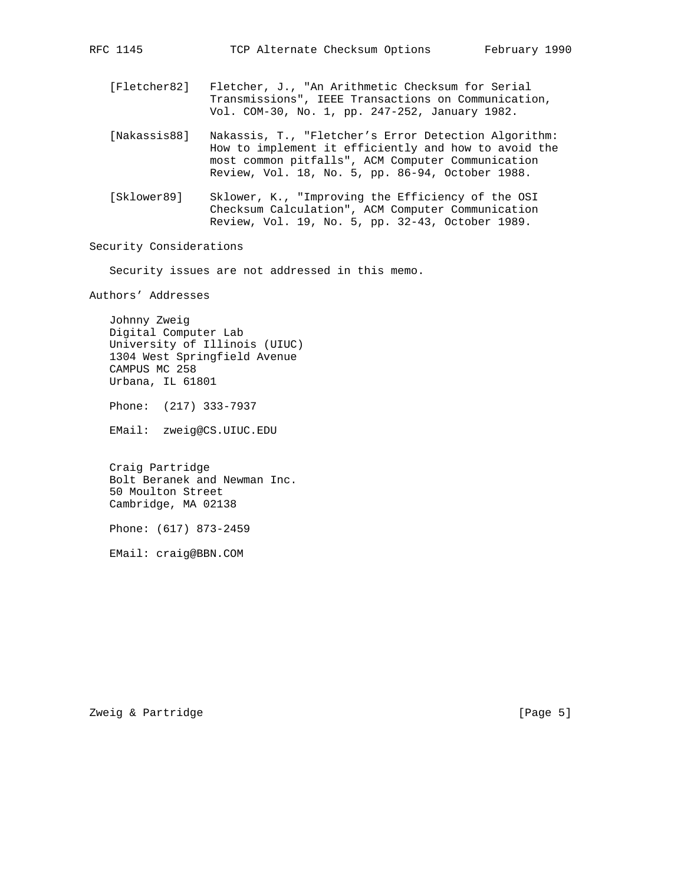[Fletcher82] Fletcher, J., "An Arithmetic Checksum for Serial Transmissions", IEEE Transactions on Communication, Vol. COM-30, No. 1, pp. 247-252, January 1982.

[Nakassis88] Nakassis, T., "Fletcher's Error Detection Algorithm: How to implement it efficiently and how to avoid the most common pitfalls", ACM Computer Communication Review, Vol. 18, No. 5, pp. 86-94, October 1988.

[Sklower89] Sklower, K., "Improving the Efficiency of the OSI Checksum Calculation", ACM Computer Communication Review, Vol. 19, No. 5, pp. 32-43, October 1989.

## Security Considerations

Security issues are not addressed in this memo.

## Authors' Addresses

Johnny Zweig
Digital Computer Lab
University of Illinois (UIUC)
1304 West Springfield Avenue
CAMPUS MC 258
Urbana, IL 61801

Phone: (217) 333-7937

EMail: zweig@CS.UIUC.EDU

Craig Partridge
Bolt Beranek and Newman Inc.
50 Moulton Street
Cambridge, MA 02138

Phone: (617) 873-2459

EMail: craig@BBN.COM